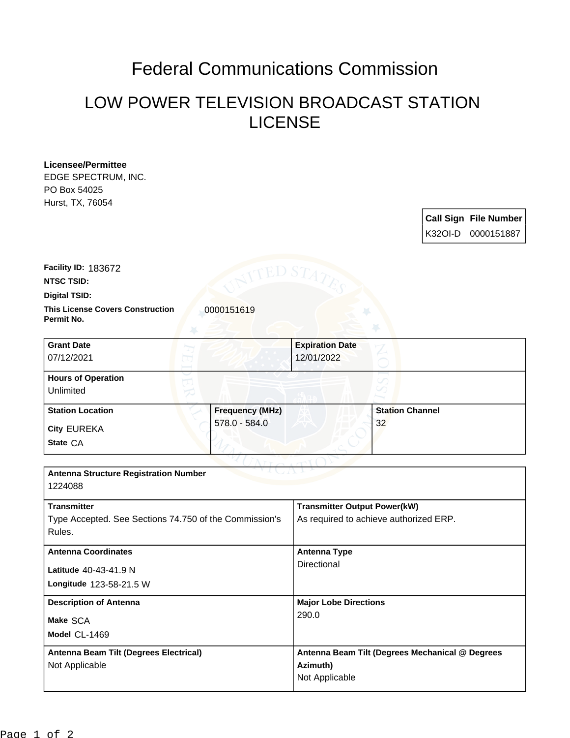# Federal Communications Commission

## LOW POWER TELEVISION BROADCAST STATION LICENSE

**Licensee/Permittee**
EDGE SPECTRUM, INC.
PO Box 54025
Hurst, TX, 76054

| Call Sign | File Number |
| --- | --- |
| K32OI-D | 0000151887 |

**Facility ID:** 183672

**NTSC TSID:**

**Digital TSID:**

**This License Covers Construction Permit No.** 0000151619

| Grant Date | Expiration Date |
| --- | --- |
| 07/12/2021 | 12/01/2022 |

**Hours of Operation**
Unlimited

| Station Location | Frequency (MHz) | Station Channel |
| --- | --- | --- |
| City EUREKA<br>State CA | 578.0 - 584.0 | 32 |

**Antenna Structure Registration Number**
1224088

| Transmitter | Transmitter Output Power(kW) |
| --- | --- |
| Type Accepted. See Sections 74.750 of the Commission's Rules. | As required to achieve authorized ERP. |

| Antenna Coordinates | Antenna Type |
| --- | --- |
| Latitude 40-43-41.9 N<br>Longitude 123-58-21.5 W | Directional |

| Description of Antenna | Major Lobe Directions |
| --- | --- |
| Make SCA<br>Model CL-1469 | 290.0 |

| Antenna Beam Tilt (Degrees Electrical) | Antenna Beam Tilt (Degrees Mechanical @ Degrees Azimuth) |
| --- | --- |
| Not Applicable | Not Applicable |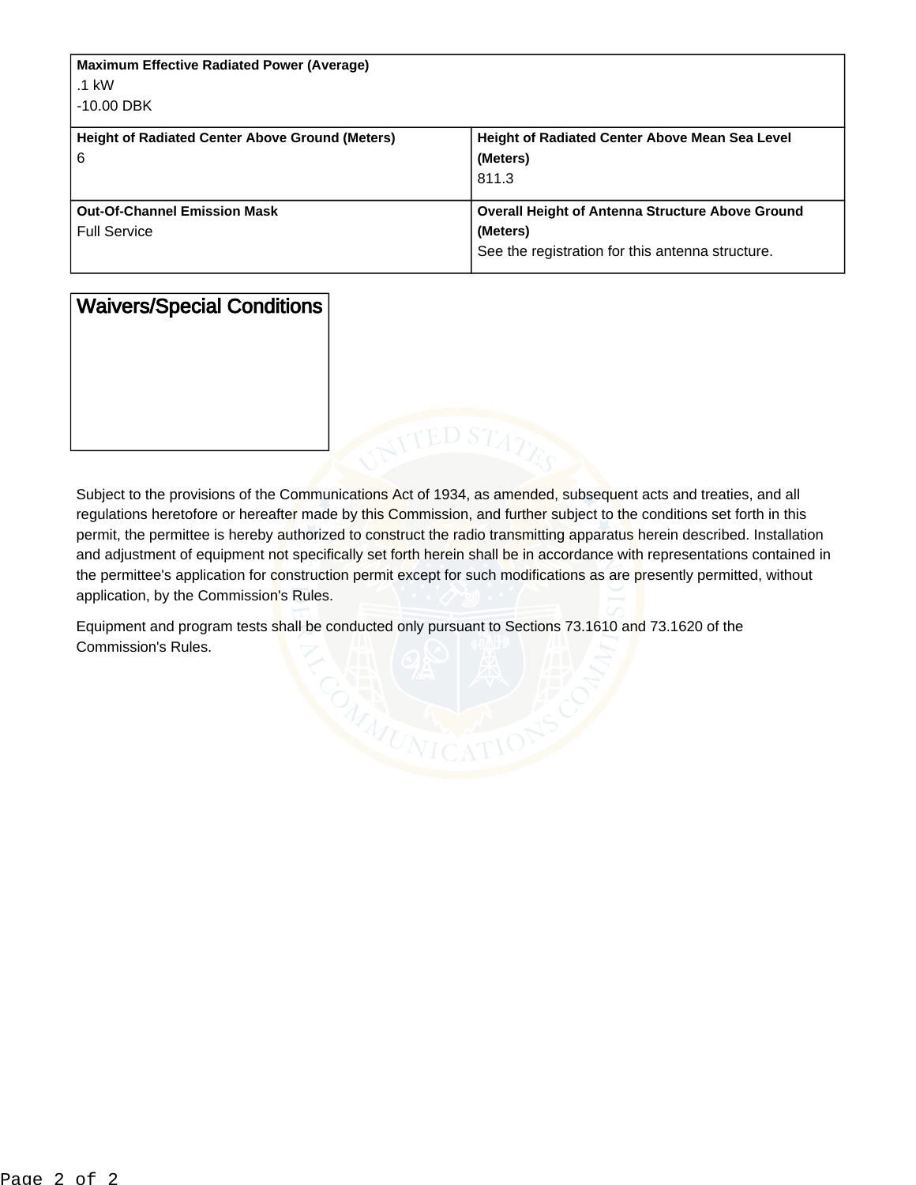| | |
|---|---|
| **Maximum Effective Radiated Power (Average)**<br>.1 kW<br>-10.00 DBK | |
| **Height of Radiated Center Above Ground (Meters)**<br>6 | **Height of Radiated Center Above Mean Sea Level (Meters)**<br>811.3 |
| **Out-Of-Channel Emission Mask**<br>Full Service | **Overall Height of Antenna Structure Above Ground (Meters)**<br>See the registration for this antenna structure. |

## Waivers/Special Conditions

Subject to the provisions of the Communications Act of 1934, as amended, subsequent acts and treaties, and all regulations heretofore or hereafter made by this Commission, and further subject to the conditions set forth in this permit, the permittee is hereby authorized to construct the radio transmitting apparatus herein described. Installation and adjustment of equipment not specifically set forth herein shall be in accordance with representations contained in the permittee's application for construction permit except for such modifications as are presently permitted, without application, by the Commission's Rules.

Equipment and program tests shall be conducted only pursuant to Sections 73.1610 and 73.1620 of the Commission's Rules.